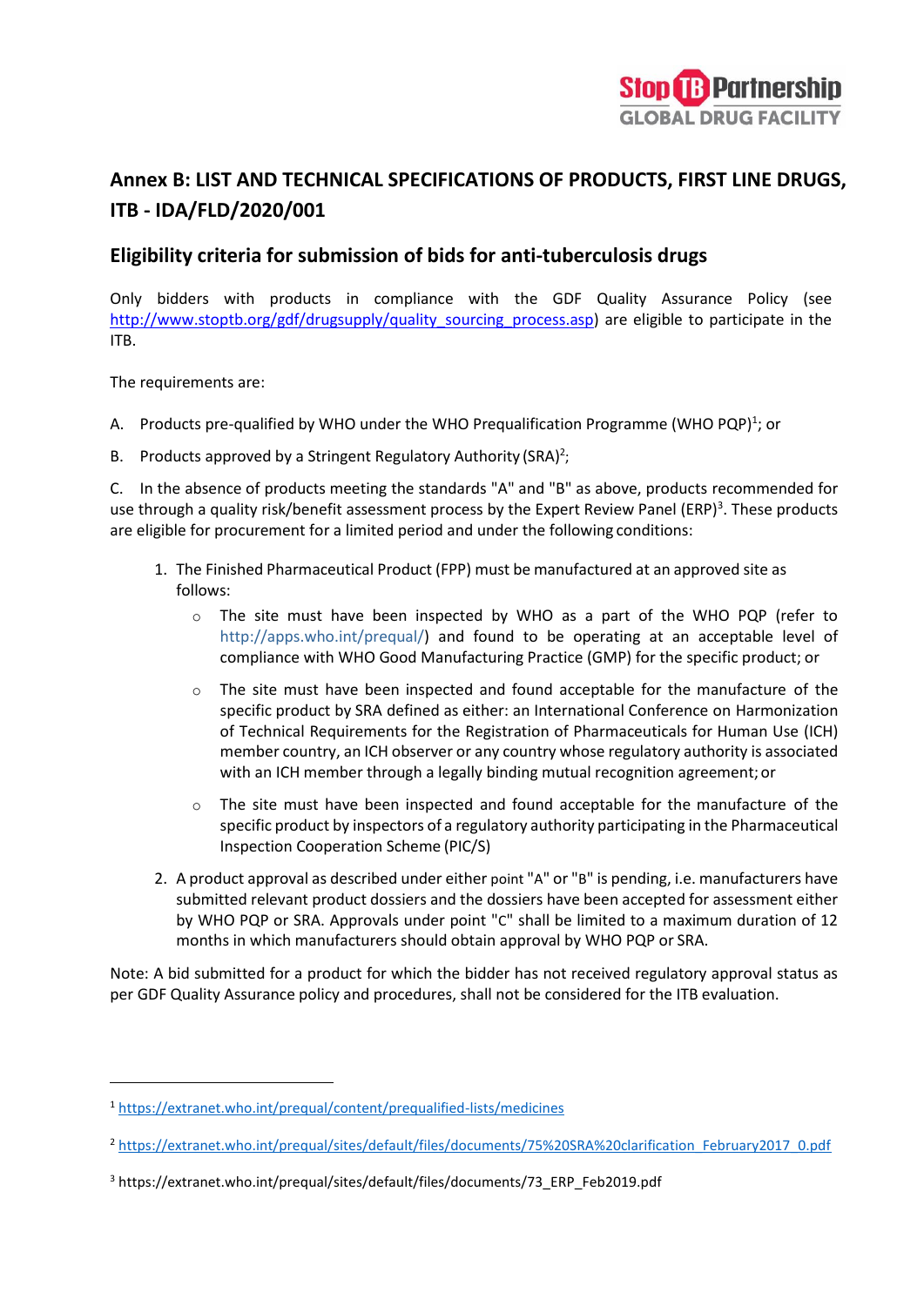# Annex B: LIST AND TECHNICAL SPECIFICATIONS OF PRODUCTS, FIRST LINE DRUGS, ITB - IDA/FLD/2020/001

## Eligibility criteria for submission of bids for anti-tuberculosis drugs

Only bidders with products in compliance with the GDF Quality Assurance Policy (see http://www.stoptb.org/gdf/drugsupply/quality_sourcing_process.asp) are eligible to participate in the ITB.

The requirements are:

A. Products pre-qualified by WHO under the WHO Prequalification Programme (WHO PQP)[1]; or

B. Products approved by a Stringent Regulatory Authority (SRA)[2];

C. In the absence of products meeting the standards "A" and "B" as above, products recommended for use through a quality risk/benefit assessment process by the Expert Review Panel (ERP)[3]. These products are eligible for procurement for a limited period and under the following conditions:

1. The Finished Pharmaceutical Product (FPP) must be manufactured at an approved site as follows:
   - The site must have been inspected by WHO as a part of the WHO PQP (refer to http://apps.who.int/prequal/) and found to be operating at an acceptable level of compliance with WHO Good Manufacturing Practice (GMP) for the specific product; or
   - The site must have been inspected and found acceptable for the manufacture of the specific product by SRA defined as either: an International Conference on Harmonization of Technical Requirements for the Registration of Pharmaceuticals for Human Use (ICH) member country, an ICH observer or any country whose regulatory authority is associated with an ICH member through a legally binding mutual recognition agreement; or
   - The site must have been inspected and found acceptable for the manufacture of the specific product by inspectors of a regulatory authority participating in the Pharmaceutical Inspection Cooperation Scheme (PIC/S)
2. A product approval as described under either point "A" or "B" is pending, i.e. manufacturers have submitted relevant product dossiers and the dossiers have been accepted for assessment either by WHO PQP or SRA. Approvals under point "C" shall be limited to a maximum duration of 12 months in which manufacturers should obtain approval by WHO PQP or SRA.

Note: A bid submitted for a product for which the bidder has not received regulatory approval status as per GDF Quality Assurance policy and procedures, shall not be considered for the ITB evaluation.

---

[1] https://extranet.who.int/prequal/content/prequalified-lists/medicines

[2] https://extranet.who.int/prequal/sites/default/files/documents/75%20SRA%20clarification_February2017_0.pdf

[3] https://extranet.who.int/prequal/sites/default/files/documents/73_ERP_Feb2019.pdf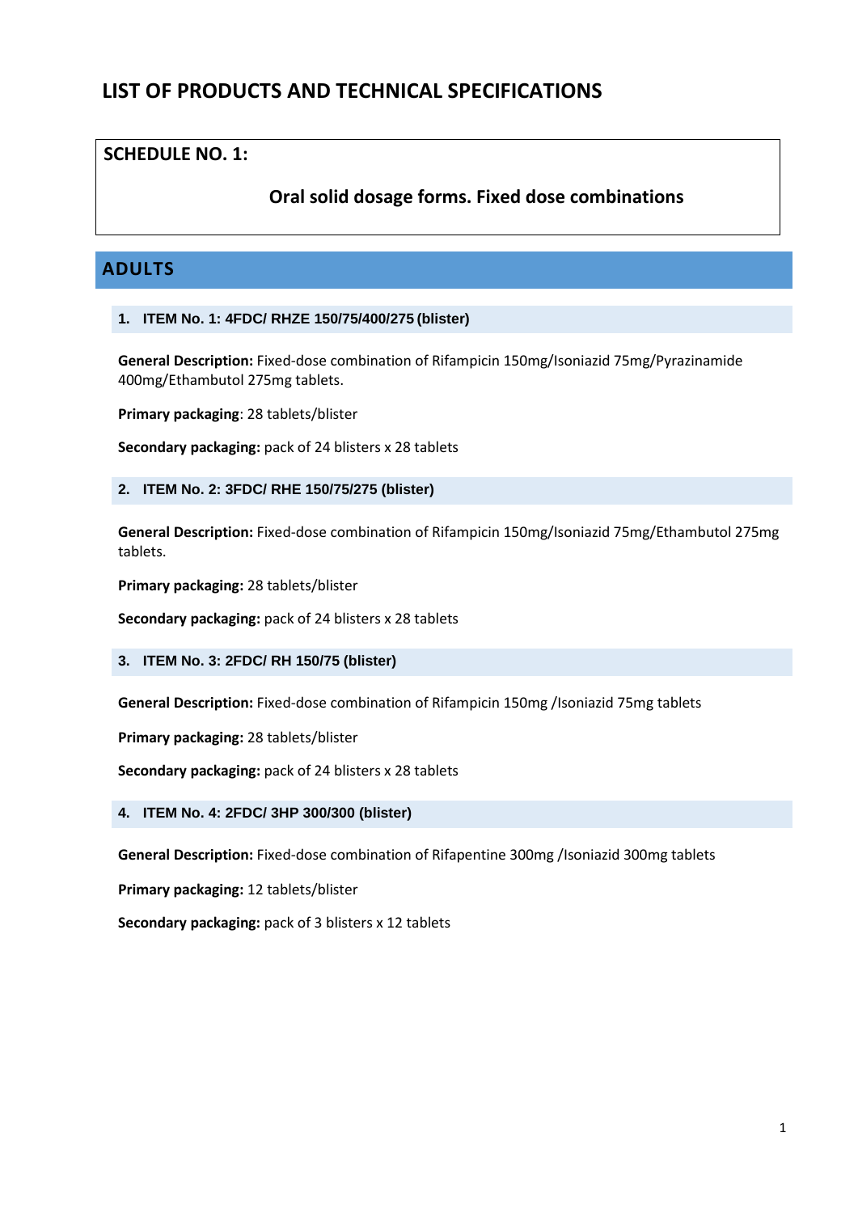# LIST OF PRODUCTS AND TECHNICAL SPECIFICATIONS

## SCHEDULE NO. 1:

**Oral solid dosage forms. Fixed dose combinations**

## ADULTS

### 1. ITEM No. 1: 4FDC/ RHZE 150/75/400/275 (blister)

**General Description:** Fixed-dose combination of Rifampicin 150mg/Isoniazid 75mg/Pyrazinamide 400mg/Ethambutol 275mg tablets.

**Primary packaging**: 28 tablets/blister

**Secondary packaging:** pack of 24 blisters x 28 tablets

### 2. ITEM No. 2: 3FDC/ RHE 150/75/275 (blister)

**General Description:** Fixed-dose combination of Rifampicin 150mg/Isoniazid 75mg/Ethambutol 275mg tablets.

**Primary packaging:** 28 tablets/blister

**Secondary packaging:** pack of 24 blisters x 28 tablets

### 3. ITEM No. 3: 2FDC/ RH 150/75 (blister)

**General Description:** Fixed-dose combination of Rifampicin 150mg /Isoniazid 75mg tablets

**Primary packaging:** 28 tablets/blister

**Secondary packaging:** pack of 24 blisters x 28 tablets

### 4. ITEM No. 4: 2FDC/ 3HP 300/300 (blister)

**General Description:** Fixed-dose combination of Rifapentine 300mg /Isoniazid 300mg tablets

**Primary packaging:** 12 tablets/blister

**Secondary packaging:** pack of 3 blisters x 12 tablets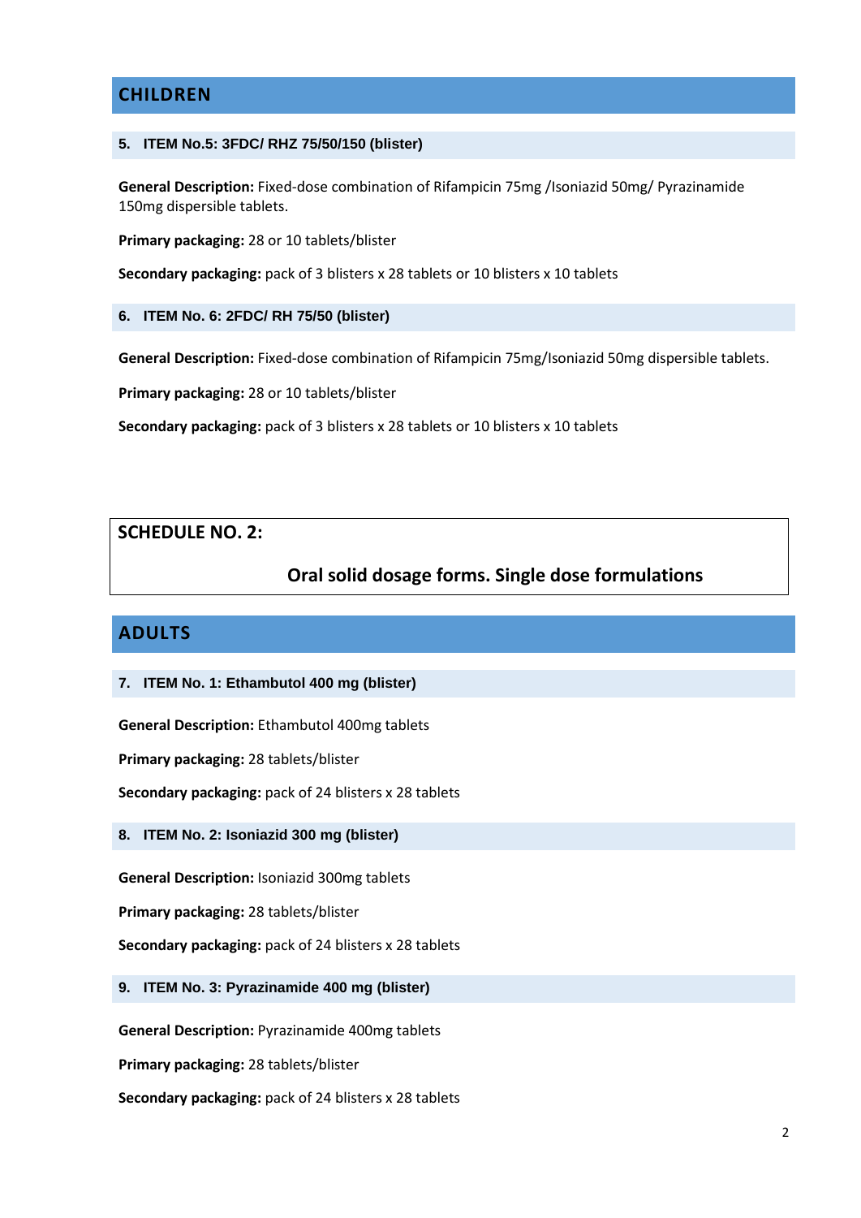## CHILDREN

### 5. ITEM No.5: 3FDC/ RHZ 75/50/150 (blister)

**General Description:** Fixed-dose combination of Rifampicin 75mg /Isoniazid 50mg/ Pyrazinamide 150mg dispersible tablets.

**Primary packaging:** 28 or 10 tablets/blister

**Secondary packaging:** pack of 3 blisters x 28 tablets or 10 blisters x 10 tablets

### 6. ITEM No. 6: 2FDC/ RH 75/50 (blister)

**General Description:** Fixed-dose combination of Rifampicin 75mg/Isoniazid 50mg dispersible tablets.

**Primary packaging:** 28 or 10 tablets/blister

**Secondary packaging:** pack of 3 blisters x 28 tablets or 10 blisters x 10 tablets

# SCHEDULE NO. 2:

## Oral solid dosage forms. Single dose formulations

## ADULTS

### 7. ITEM No. 1: Ethambutol 400 mg (blister)

**General Description:** Ethambutol 400mg tablets

**Primary packaging:** 28 tablets/blister

**Secondary packaging:** pack of 24 blisters x 28 tablets

### 8. ITEM No. 2: Isoniazid 300 mg (blister)

**General Description:** Isoniazid 300mg tablets

**Primary packaging:** 28 tablets/blister

**Secondary packaging:** pack of 24 blisters x 28 tablets

### 9. ITEM No. 3: Pyrazinamide 400 mg (blister)

**General Description:** Pyrazinamide 400mg tablets

**Primary packaging:** 28 tablets/blister

**Secondary packaging:** pack of 24 blisters x 28 tablets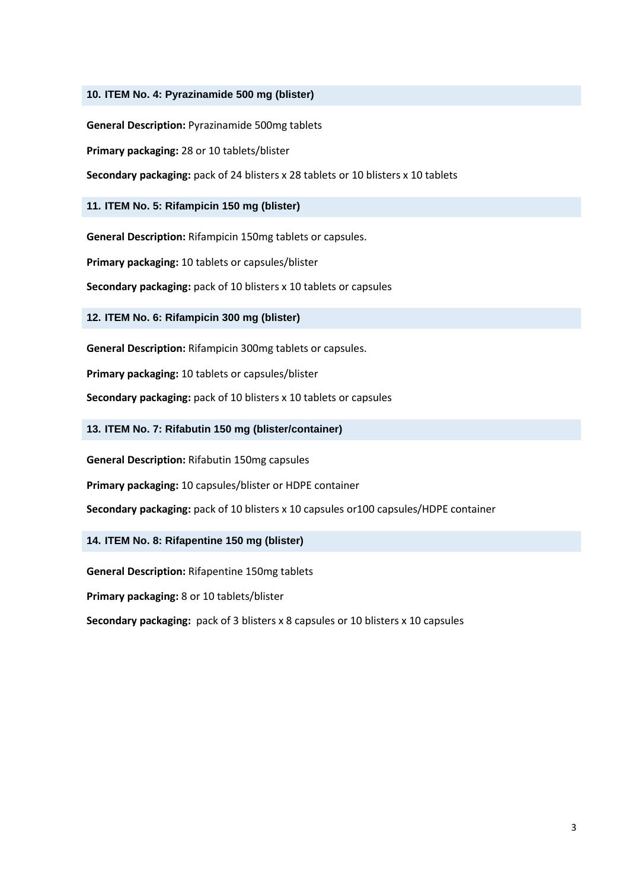## 10. ITEM No. 4: Pyrazinamide 500 mg (blister)

**General Description:** Pyrazinamide 500mg tablets

**Primary packaging:** 28 or 10 tablets/blister

**Secondary packaging:** pack of 24 blisters x 28 tablets or 10 blisters x 10 tablets

## 11. ITEM No. 5: Rifampicin 150 mg (blister)

**General Description:** Rifampicin 150mg tablets or capsules.

**Primary packaging:** 10 tablets or capsules/blister

**Secondary packaging:** pack of 10 blisters x 10 tablets or capsules

## 12. ITEM No. 6: Rifampicin 300 mg (blister)

**General Description:** Rifampicin 300mg tablets or capsules.

**Primary packaging:** 10 tablets or capsules/blister

**Secondary packaging:** pack of 10 blisters x 10 tablets or capsules

## 13. ITEM No. 7: Rifabutin 150 mg (blister/container)

**General Description:** Rifabutin 150mg capsules

**Primary packaging:** 10 capsules/blister or HDPE container

**Secondary packaging:** pack of 10 blisters x 10 capsules or100 capsules/HDPE container

## 14. ITEM No. 8: Rifapentine 150 mg (blister)

**General Description:** Rifapentine 150mg tablets

**Primary packaging:** 8 or 10 tablets/blister

**Secondary packaging:** pack of 3 blisters x 8 capsules or 10 blisters x 10 capsules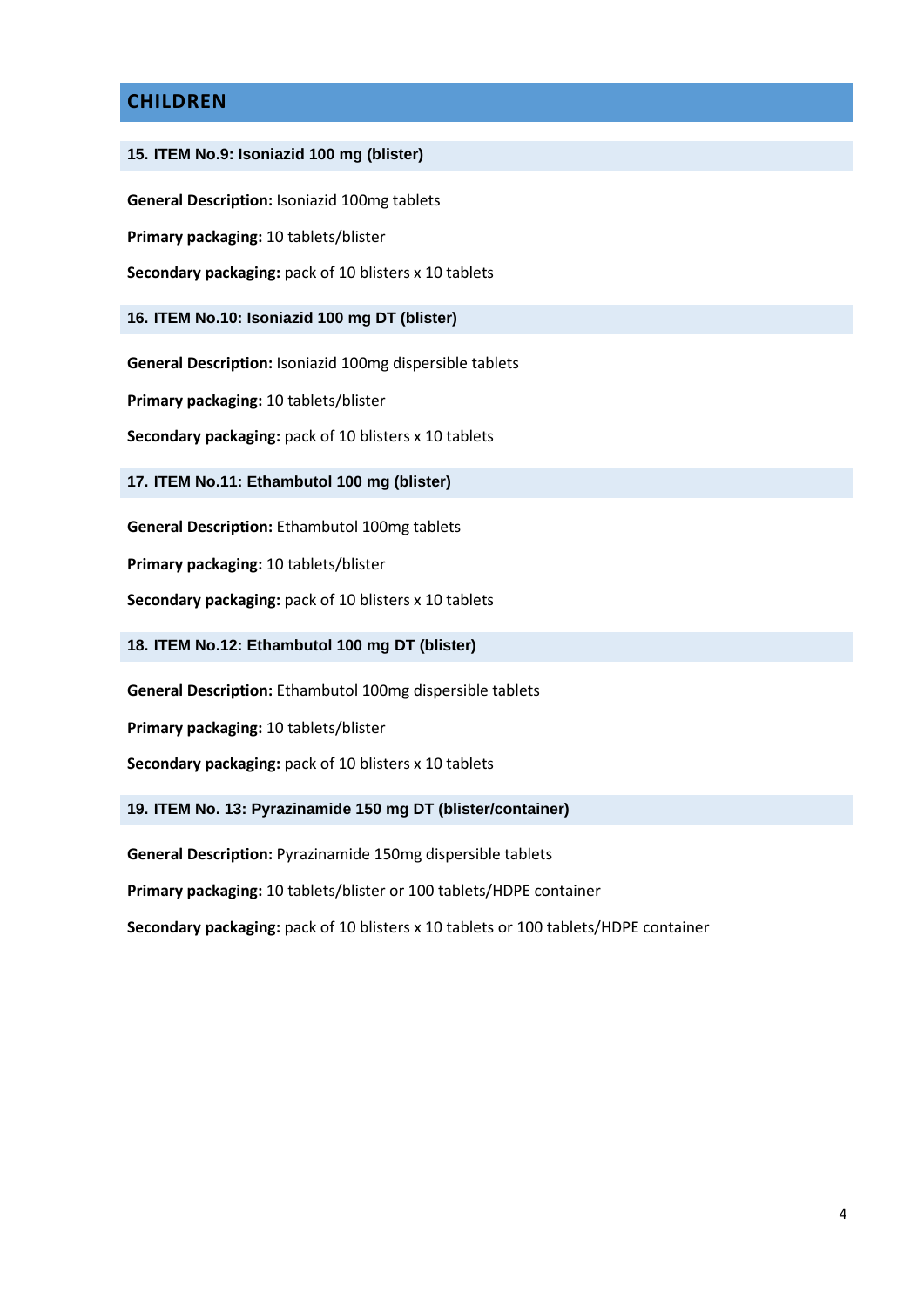## CHILDREN

### 15. ITEM No.9: Isoniazid 100 mg (blister)

**General Description:** Isoniazid 100mg tablets

**Primary packaging:** 10 tablets/blister

**Secondary packaging:** pack of 10 blisters x 10 tablets

### 16. ITEM No.10: Isoniazid 100 mg DT (blister)

**General Description:** Isoniazid 100mg dispersible tablets

**Primary packaging:** 10 tablets/blister

**Secondary packaging:** pack of 10 blisters x 10 tablets

### 17. ITEM No.11: Ethambutol 100 mg (blister)

**General Description:** Ethambutol 100mg tablets

**Primary packaging:** 10 tablets/blister

**Secondary packaging:** pack of 10 blisters x 10 tablets

### 18. ITEM No.12: Ethambutol 100 mg DT (blister)

**General Description:** Ethambutol 100mg dispersible tablets

**Primary packaging:** 10 tablets/blister

**Secondary packaging:** pack of 10 blisters x 10 tablets

### 19. ITEM No. 13: Pyrazinamide 150 mg DT (blister/container)

**General Description:** Pyrazinamide 150mg dispersible tablets

**Primary packaging:** 10 tablets/blister or 100 tablets/HDPE container

**Secondary packaging:** pack of 10 blisters x 10 tablets or 100 tablets/HDPE container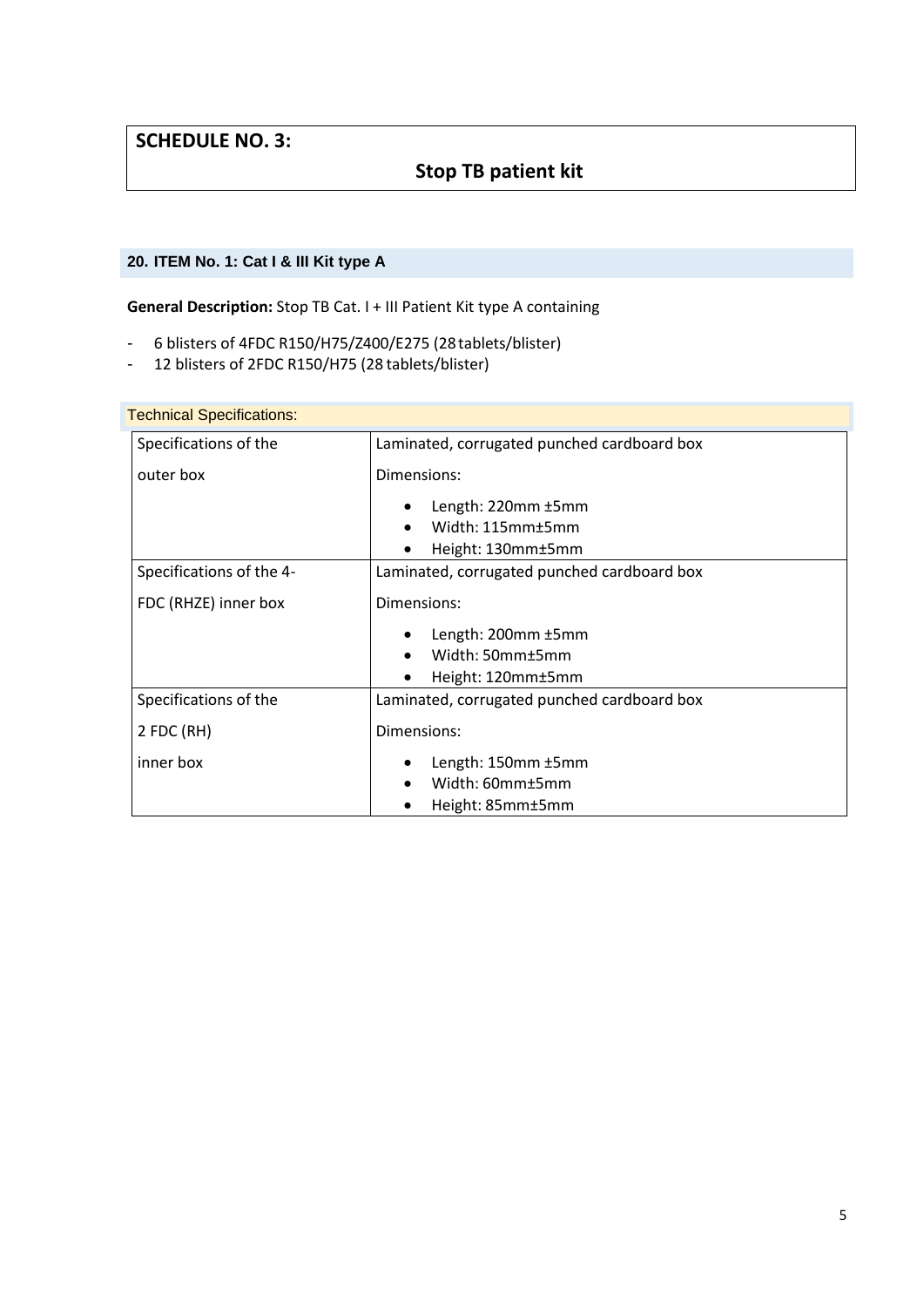## SCHEDULE NO. 3:

## Stop TB patient kit

### 20. ITEM No. 1: Cat I & III Kit type A

**General Description:** Stop TB Cat. I + III Patient Kit type A containing

- 6 blisters of 4FDC R150/H75/Z400/E275 (28 tablets/blister)
- 12 blisters of 2FDC R150/H75 (28 tablets/blister)

Technical Specifications:

| Specifications of the outer box | Laminated, corrugated punched cardboard box<br>Dimensions:<br>• Length: 220mm ±5mm<br>• Width: 115mm±5mm<br>• Height: 130mm±5mm |
|---|---|
| Specifications of the 4-FDC (RHZE) inner box | Laminated, corrugated punched cardboard box<br>Dimensions:<br>• Length: 200mm ±5mm<br>• Width: 50mm±5mm<br>• Height: 120mm±5mm |
| Specifications of the 2 FDC (RH) inner box | Laminated, corrugated punched cardboard box<br>Dimensions:<br>• Length: 150mm ±5mm<br>• Width: 60mm±5mm<br>• Height: 85mm±5mm |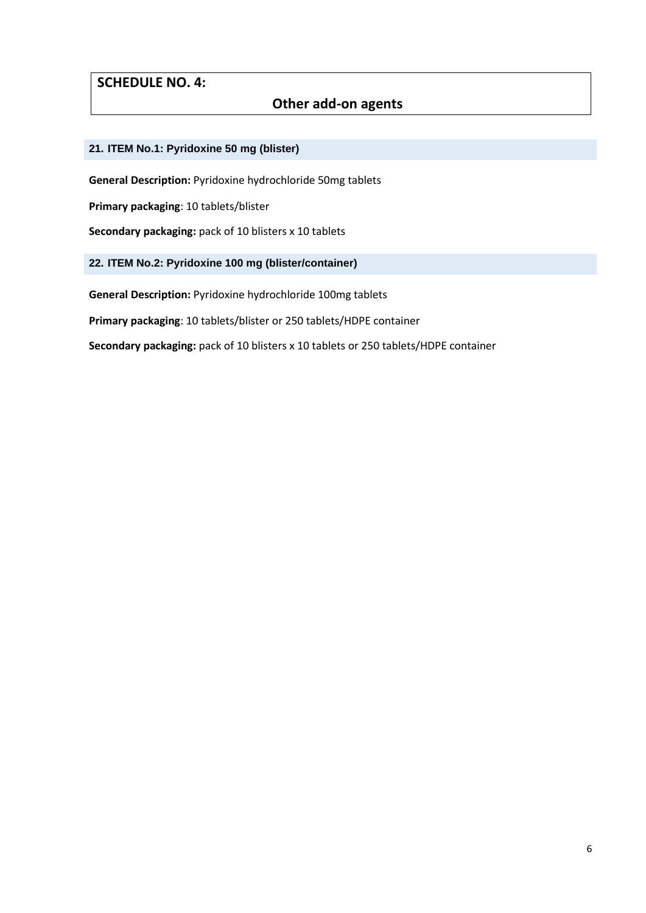# SCHEDULE NO. 4:

## Other add-on agents

### 21. ITEM No.1: Pyridoxine 50 mg (blister)

**General Description:** Pyridoxine hydrochloride 50mg tablets

**Primary packaging**: 10 tablets/blister

**Secondary packaging:** pack of 10 blisters x 10 tablets

### 22. ITEM No.2: Pyridoxine 100 mg (blister/container)

**General Description:** Pyridoxine hydrochloride 100mg tablets

**Primary packaging**: 10 tablets/blister or 250 tablets/HDPE container

**Secondary packaging:** pack of 10 blisters x 10 tablets or 250 tablets/HDPE container